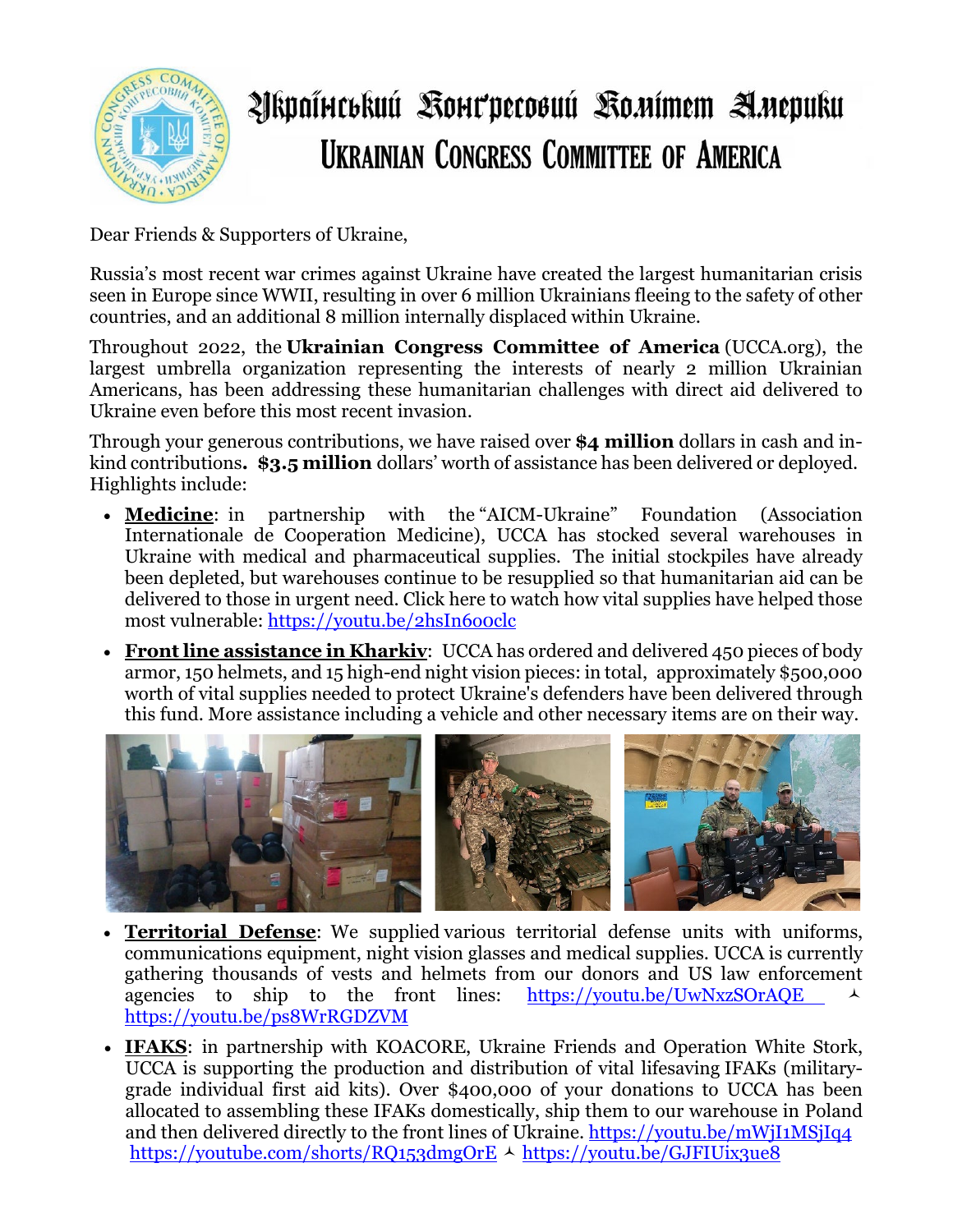# Український Конгресовий Комітет Америки

# UKRAINIAN CONGRESS COMMITTEE OF AMERICA

Dear Friends & Supporters of Ukraine,

Russia's most recent war crimes against Ukraine have created the largest humanitarian crisis seen in Europe since WWII, resulting in over 6 million Ukrainians fleeing to the safety of other countries, and an additional 8 million internally displaced within Ukraine.

Throughout 2022, the **Ukrainian Congress Committee of America** (UCCA.org), the largest umbrella organization representing the interests of nearly 2 million Ukrainian Americans, has been addressing these humanitarian challenges with direct aid delivered to Ukraine even before this most recent invasion.

Through your generous contributions, we have raised over **$4 million** dollars in cash and in-kind contributions**. $3.5 million** dollars' worth of assistance has been delivered or deployed. Highlights include:

- **Medicine**: in partnership with the "AICM-Ukraine" Foundation (Association Internationale de Cooperation Medicine), UCCA has stocked several warehouses in Ukraine with medical and pharmaceutical supplies. The initial stockpiles have already been depleted, but warehouses continue to be resupplied so that humanitarian aid can be delivered to those in urgent need. Click here to watch how vital supplies have helped those most vulnerable: https://youtu.be/2hsIn6o0clc
- **Front line assistance in Kharkiv**: UCCA has ordered and delivered 450 pieces of body armor, 150 helmets, and 15 high-end night vision pieces: in total, approximately $500,000 worth of vital supplies needed to protect Ukraine's defenders have been delivered through this fund. More assistance including a vehicle and other necessary items are on their way.
- **Territorial Defense**: We supplied various territorial defense units with uniforms, communications equipment, night vision glasses and medical supplies. UCCA is currently gathering thousands of vests and helmets from our donors and US law enforcement agencies to ship to the front lines: https://youtu.be/UwNxzSOrAQE ⅄ https://youtu.be/ps8WrRGDZVM
- **IFAKS**: in partnership with KOACORE, Ukraine Friends and Operation White Stork, UCCA is supporting the production and distribution of vital lifesaving IFAKs (military-grade individual first aid kits). Over $400,000 of your donations to UCCA has been allocated to assembling these IFAKs domestically, ship them to our warehouse in Poland and then delivered directly to the front lines of Ukraine. https://youtu.be/mWjI1MSjIq4 https://youtube.com/shorts/RQ153dmgOrE ⅄ https://youtu.be/GJFIUix3ue8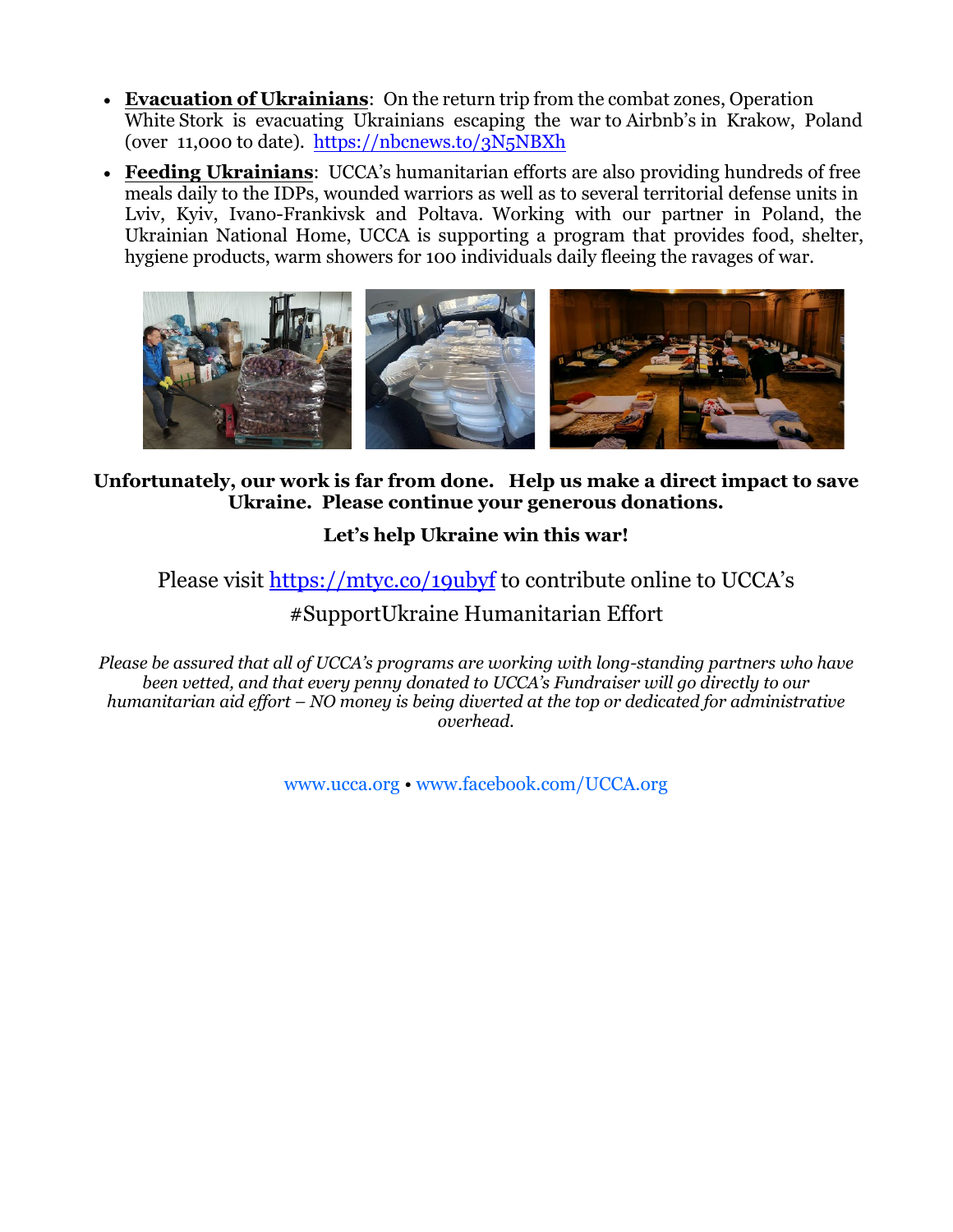- **<u>Evacuation of Ukrainians</u>**: On the return trip from the combat zones, Operation White Stork is evacuating Ukrainians escaping the war to Airbnb's in Krakow, Poland (over 11,000 to date). https://nbcnews.to/3N5NBXh
- **<u>Feeding Ukrainians</u>**: UCCA's humanitarian efforts are also providing hundreds of free meals daily to the IDPs, wounded warriors as well as to several territorial defense units in Lviv, Kyiv, Ivano-Frankivsk and Poltava. Working with our partner in Poland, the Ukrainian National Home, UCCA is supporting a program that provides food, shelter, hygiene products, warm showers for 100 individuals daily fleeing the ravages of war.

**Unfortunately, our work is far from done. Help us make a direct impact to save Ukraine. Please continue your generous donations.**

**Let's help Ukraine win this war!**

Please visit https://mtyc.co/19ubyf to contribute online to UCCA's #SupportUkraine Humanitarian Effort

*Please be assured that all of UCCA's programs are working with long-standing partners who have been vetted, and that every penny donated to UCCA's Fundraiser will go directly to our humanitarian aid effort – NO money is being diverted at the top or dedicated for administrative overhead.*

www.ucca.org • www.facebook.com/UCCA.org